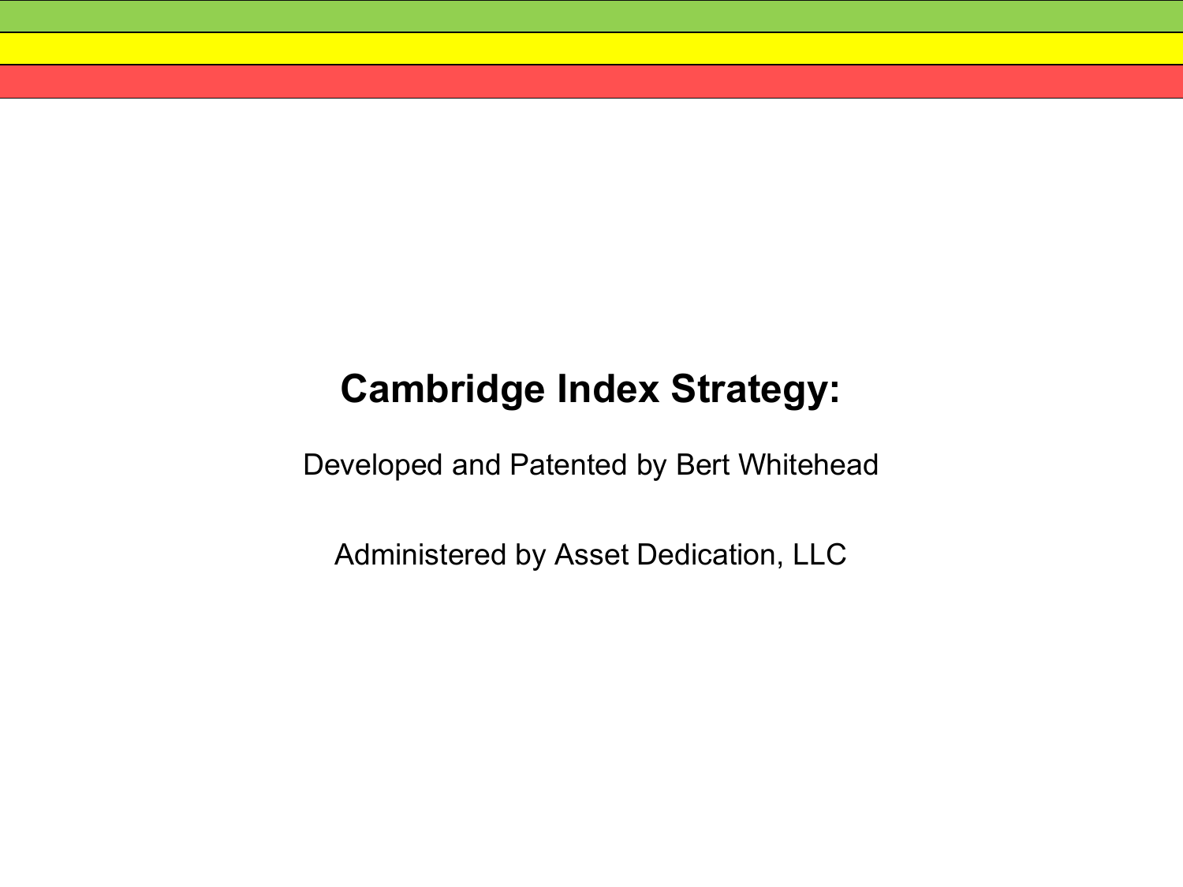# Cambridge Index Strategy:

Developed and Patented by Bert Whitehead

Administered by Asset Dedication, LLC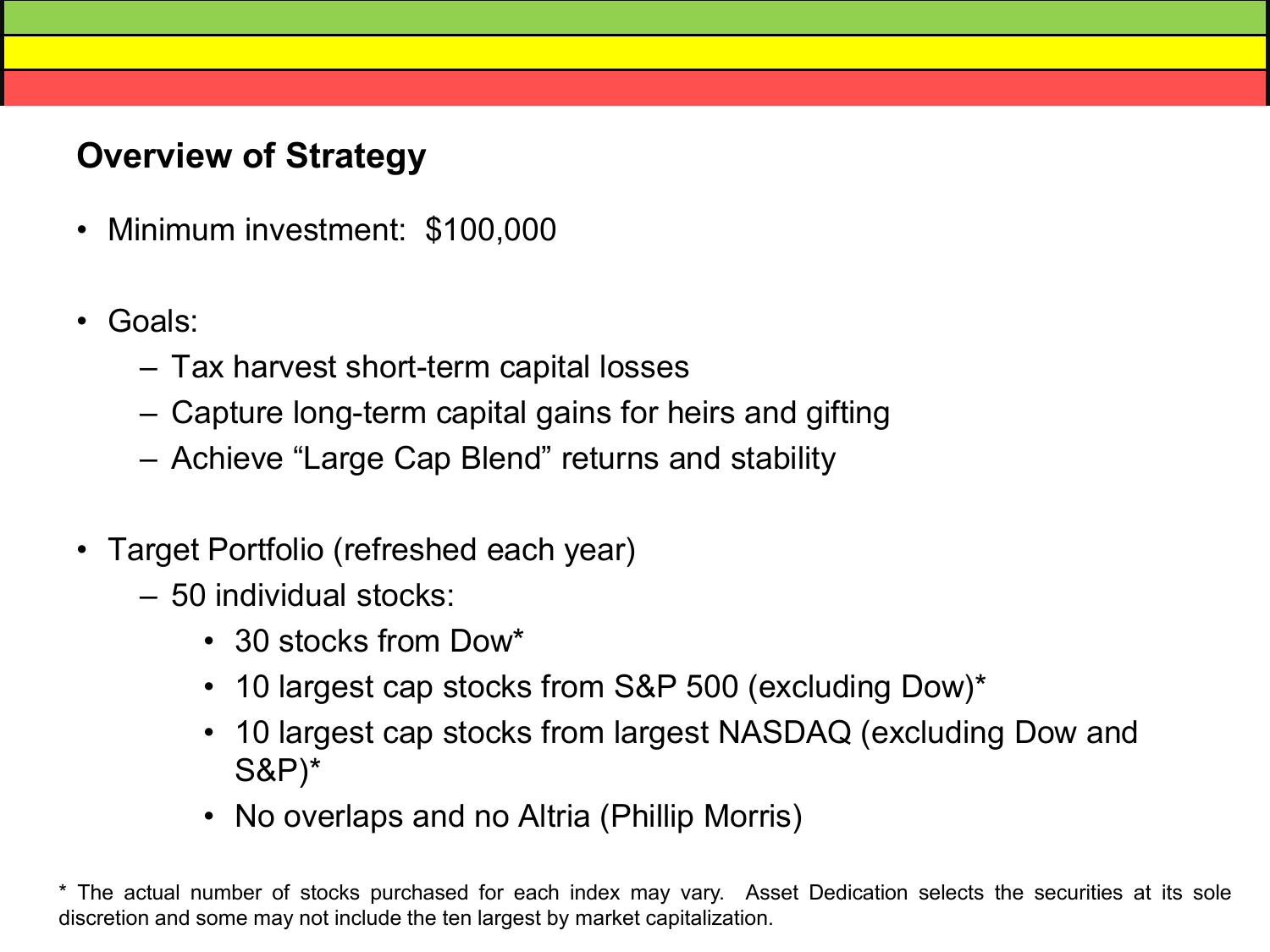## Overview of Strategy

- Minimum investment: $100,000

- Goals:
  - Tax harvest short-term capital losses
  - Capture long-term capital gains for heirs and gifting
  - Achieve “Large Cap Blend” returns and stability

- Target Portfolio (refreshed each year)
  - 50 individual stocks:
    - 30 stocks from Dow*
    - 10 largest cap stocks from S&P 500 (excluding Dow)*
    - 10 largest cap stocks from largest NASDAQ (excluding Dow and S&P)*
    - No overlaps and no Altria (Phillip Morris)

* The actual number of stocks purchased for each index may vary. Asset Dedication selects the securities at its sole discretion and some may not include the ten largest by market capitalization.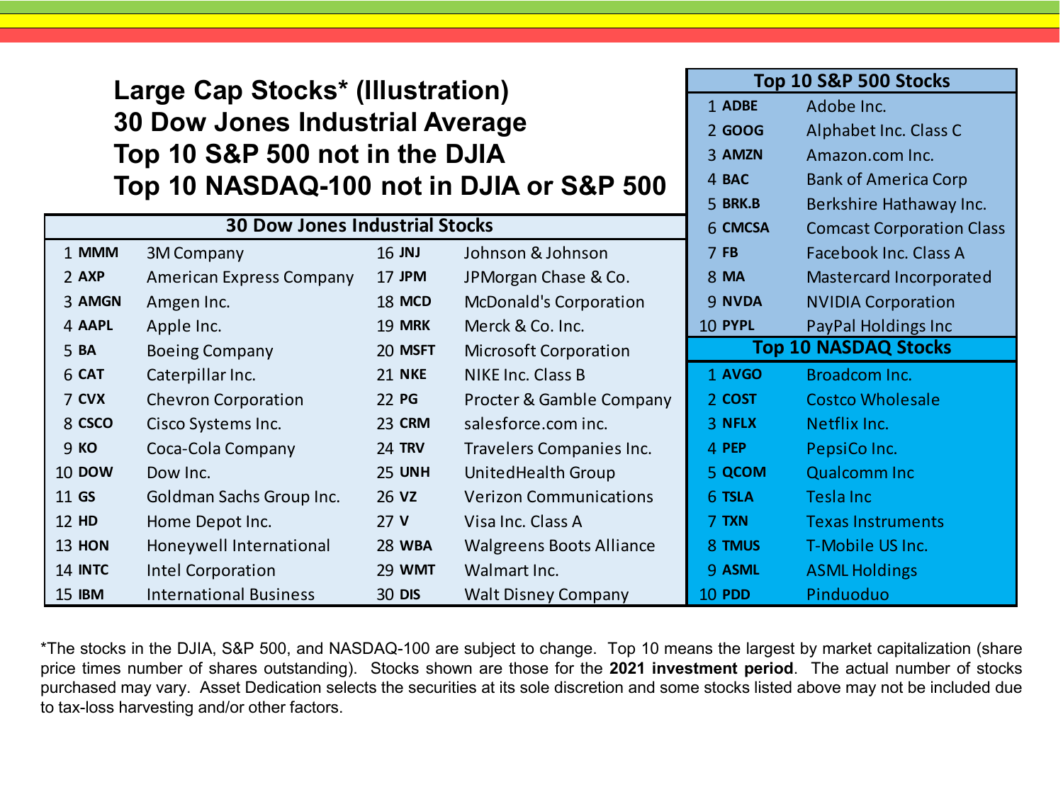# Large Cap Stocks* (Illustration)
# 30 Dow Jones Industrial Average
# Top 10 S&P 500 not in the DJIA
# Top 10 NASDAQ-100 not in DJIA or S&P 500

**30 Dow Jones Industrial Stocks**

| # | Ticker | Company | # | Ticker | Company |
|---|---|---|---|---|---|
| 1 | **MMM** | 3M Company | 16 | **JNJ** | Johnson & Johnson |
| 2 | **AXP** | American Express Company | 17 | **JPM** | JPMorgan Chase & Co. |
| 3 | **AMGN** | Amgen Inc. | 18 | **MCD** | McDonald's Corporation |
| 4 | **AAPL** | Apple Inc. | 19 | **MRK** | Merck & Co. Inc. |
| 5 | **BA** | Boeing Company | 20 | **MSFT** | Microsoft Corporation |
| 6 | **CAT** | Caterpillar Inc. | 21 | **NKE** | NIKE Inc. Class B |
| 7 | **CVX** | Chevron Corporation | 22 | **PG** | Procter & Gamble Company |
| 8 | **CSCO** | Cisco Systems Inc. | 23 | **CRM** | salesforce.com inc. |
| 9 | **KO** | Coca-Cola Company | 24 | **TRV** | Travelers Companies Inc. |
| 10 | **DOW** | Dow Inc. | 25 | **UNH** | UnitedHealth Group |
| 11 | **GS** | Goldman Sachs Group Inc. | 26 | **VZ** | Verizon Communications |
| 12 | **HD** | Home Depot Inc. | 27 | **V** | Visa Inc. Class A |
| 13 | **HON** | Honeywell International | 28 | **WBA** | Walgreens Boots Alliance |
| 14 | **INTC** | Intel Corporation | 29 | **WMT** | Walmart Inc. |
| 15 | **IBM** | International Business | 30 | **DIS** | Walt Disney Company |

**Top 10 S&P 500 Stocks**

| # | Ticker | Company |
|---|---|---|
| 1 | **ADBE** | Adobe Inc. |
| 2 | **GOOG** | Alphabet Inc. Class C |
| 3 | **AMZN** | Amazon.com Inc. |
| 4 | **BAC** | Bank of America Corp |
| 5 | **BRK.B** | Berkshire Hathaway Inc. |
| 6 | **CMCSA** | Comcast Corporation Class |
| 7 | **FB** | Facebook Inc. Class A |
| 8 | **MA** | Mastercard Incorporated |
| 9 | **NVDA** | NVIDIA Corporation |
| 10 | **PYPL** | PayPal Holdings Inc |

**Top 10 NASDAQ Stocks**

| # | Ticker | Company |
|---|---|---|
| 1 | **AVGO** | Broadcom Inc. |
| 2 | **COST** | Costco Wholesale |
| 3 | **NFLX** | Netflix Inc. |
| 4 | **PEP** | PepsiCo Inc. |
| 5 | **QCOM** | Qualcomm Inc |
| 6 | **TSLA** | Tesla Inc |
| 7 | **TXN** | Texas Instruments |
| 8 | **TMUS** | T-Mobile US Inc. |
| 9 | **ASML** | ASML Holdings |
| 10 | **PDD** | Pinduoduo |

*The stocks in the DJIA, S&P 500, and NASDAQ-100 are subject to change. Top 10 means the largest by market capitalization (share price times number of shares outstanding). Stocks shown are those for the **2021 investment period**. The actual number of stocks purchased may vary. Asset Dedication selects the securities at its sole discretion and some stocks listed above may not be included due to tax-loss harvesting and/or other factors.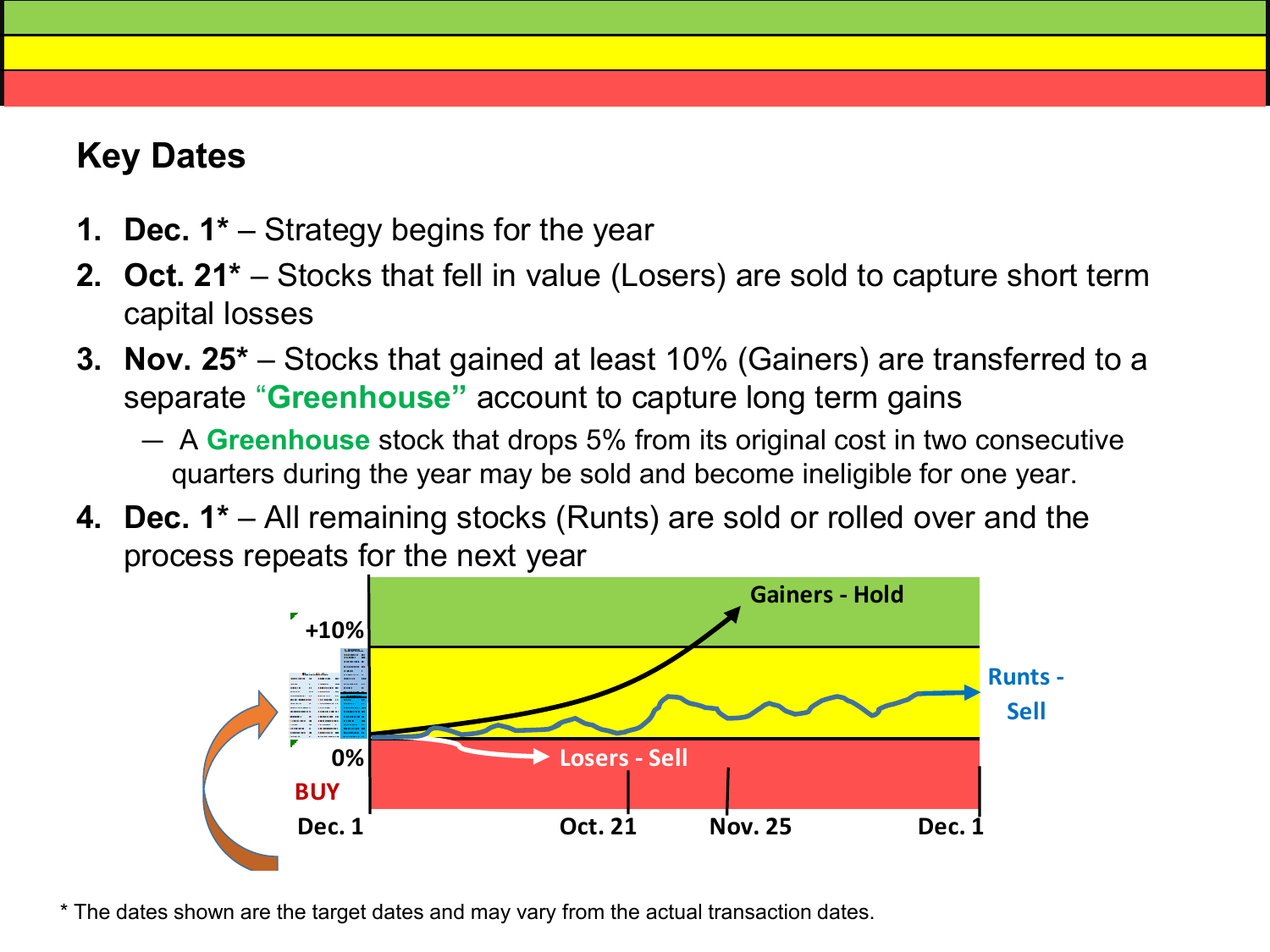## Key Dates

1. **Dec. 1*** – Strategy begins for the year
2. **Oct. 21*** – Stocks that fell in value (Losers) are sold to capture short term capital losses
3. **Nov. 25*** – Stocks that gained at least 10% (Gainers) are transferred to a separate **"Greenhouse"** account to capture long term gains
   - A **Greenhouse** stock that drops 5% from its original cost in two consecutive quarters during the year may be sold and become ineligible for one year.
4. **Dec. 1*** – All remaining stocks (Runts) are sold or rolled over and the process repeats for the next year

Gainers - Hold

+10%

Runts - Sell

0%

Losers - Sell

BUY

Dec. 1 Oct. 21 Nov. 25 Dec. 1

* The dates shown are the target dates and may vary from the actual transaction dates.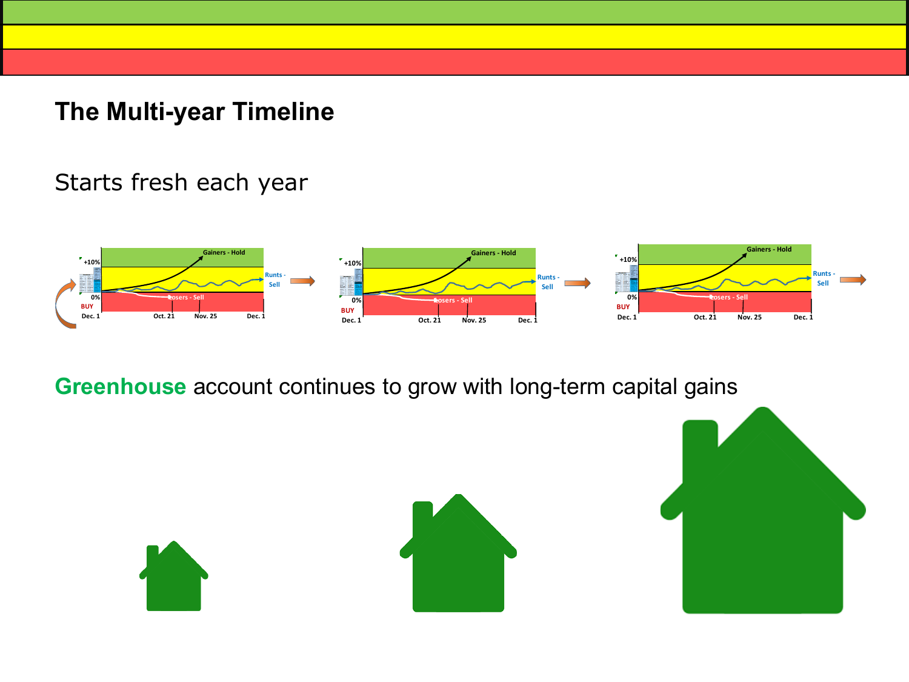# The Multi-year Timeline

Starts fresh each year

**Greenhouse** account continues to grow with long-term capital gains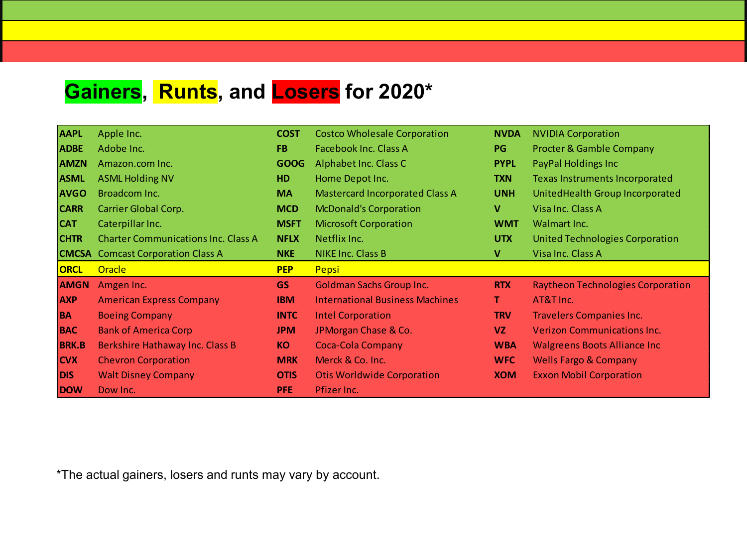# Gainers, Runts, and Losers for 2020*

| | | | | | |
|---|---|---|---|---|---|
| **AAPL** | Apple Inc. | **COST** | Costco Wholesale Corporation | **NVDA** | NVIDIA Corporation |
| **ADBE** | Adobe Inc. | **FB** | Facebook Inc. Class A | **PG** | Procter & Gamble Company |
| **AMZN** | Amazon.com Inc. | **GOOG** | Alphabet Inc. Class C | **PYPL** | PayPal Holdings Inc |
| **ASML** | ASML Holding NV | **HD** | Home Depot Inc. | **TXN** | Texas Instruments Incorporated |
| **AVGO** | Broadcom Inc. | **MA** | Mastercard Incorporated Class A | **UNH** | UnitedHealth Group Incorporated |
| **CARR** | Carrier Global Corp. | **MCD** | McDonald's Corporation | **V** | Visa Inc. Class A |
| **CAT** | Caterpillar Inc. | **MSFT** | Microsoft Corporation | **WMT** | Walmart Inc. |
| **CHTR** | Charter Communications Inc. Class A | **NFLX** | Netflix Inc. | **UTX** | United Technologies Corporation |
| **CMCSA** | Comcast Corporation Class A | **NKE** | NIKE Inc. Class B | **V** | Visa Inc. Class A |
| **ORCL** | Oracle | **PEP** | Pepsi | | |
| **AMGN** | Amgen Inc. | **GS** | Goldman Sachs Group Inc. | **RTX** | Raytheon Technologies Corporation |
| **AXP** | American Express Company | **IBM** | International Business Machines | **T** | AT&T Inc. |
| **BA** | Boeing Company | **INTC** | Intel Corporation | **TRV** | Travelers Companies Inc. |
| **BAC** | Bank of America Corp | **JPM** | JPMorgan Chase & Co. | **VZ** | Verizon Communications Inc. |
| **BRK.B** | Berkshire Hathaway Inc. Class B | **KO** | Coca-Cola Company | **WBA** | Walgreens Boots Alliance Inc |
| **CVX** | Chevron Corporation | **MRK** | Merck & Co. Inc. | **WFC** | Wells Fargo & Company |
| **DIS** | Walt Disney Company | **OTIS** | Otis Worldwide Corporation | **XOM** | Exxon Mobil Corporation |
| **DOW** | Dow Inc. | **PFE** | Pfizer Inc. | | |

*The actual gainers, losers and runts may vary by account.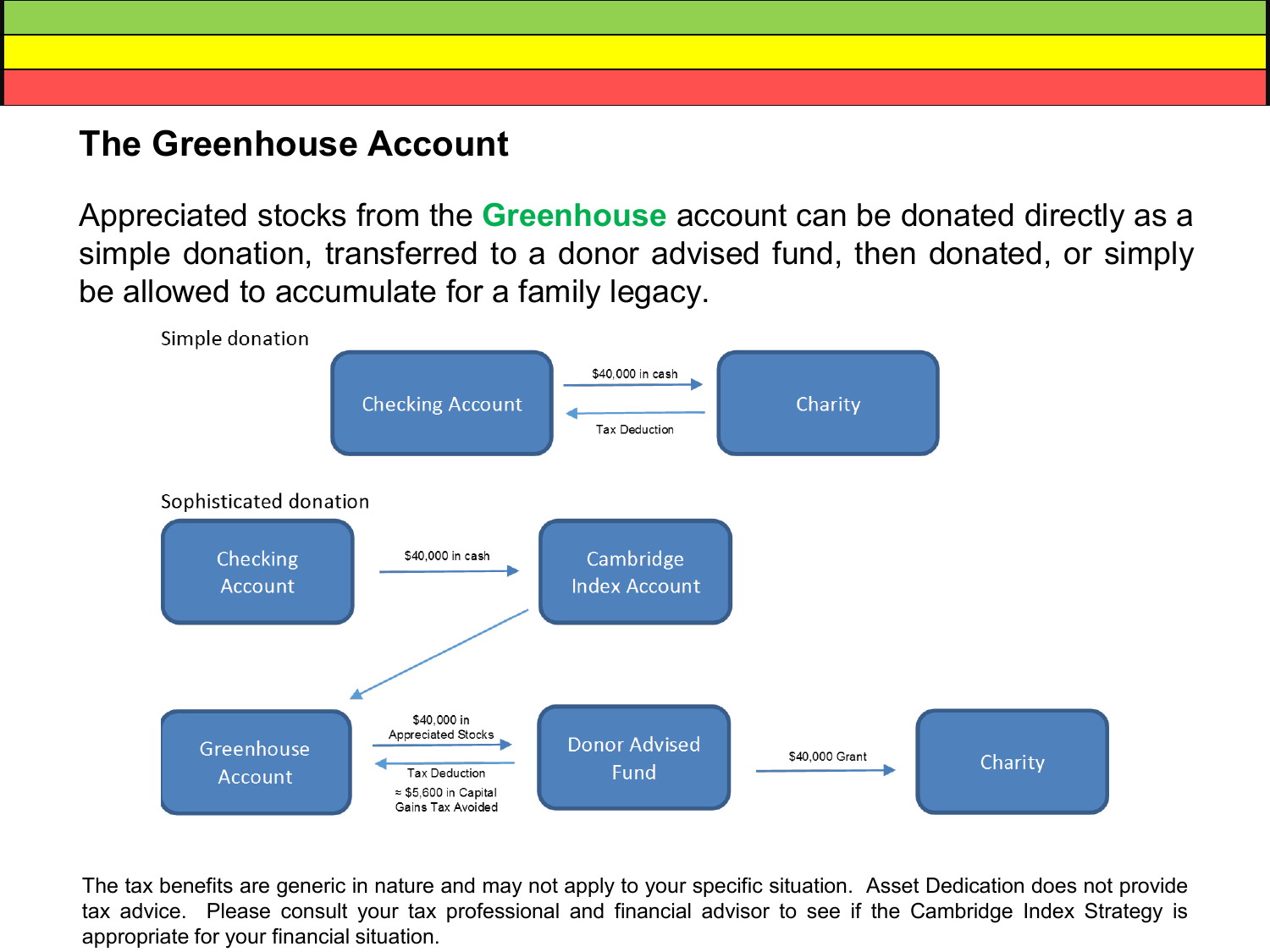# The Greenhouse Account

Appreciated stocks from the **Greenhouse** account can be donated directly as a simple donation, transferred to a donor advised fund, then donated, or simply be allowed to accumulate for a family legacy.

Simple donation

Checking Account → $40,000 in cash → Charity

Charity → Tax Deduction → Checking Account

Sophisticated donation

Checking Account → $40,000 in cash → Cambridge Index Account

Cambridge Index Account → Greenhouse Account

Greenhouse Account → $40,000 in Appreciated Stocks → Donor Advised Fund

Donor Advised Fund → Tax Deduction, ≈ $5,600 in Capital Gains Tax Avoided → Greenhouse Account

Donor Advised Fund → $40,000 Grant → Charity

The tax benefits are generic in nature and may not apply to your specific situation. Asset Dedication does not provide tax advice. Please consult your tax professional and financial advisor to see if the Cambridge Index Strategy is appropriate for your financial situation.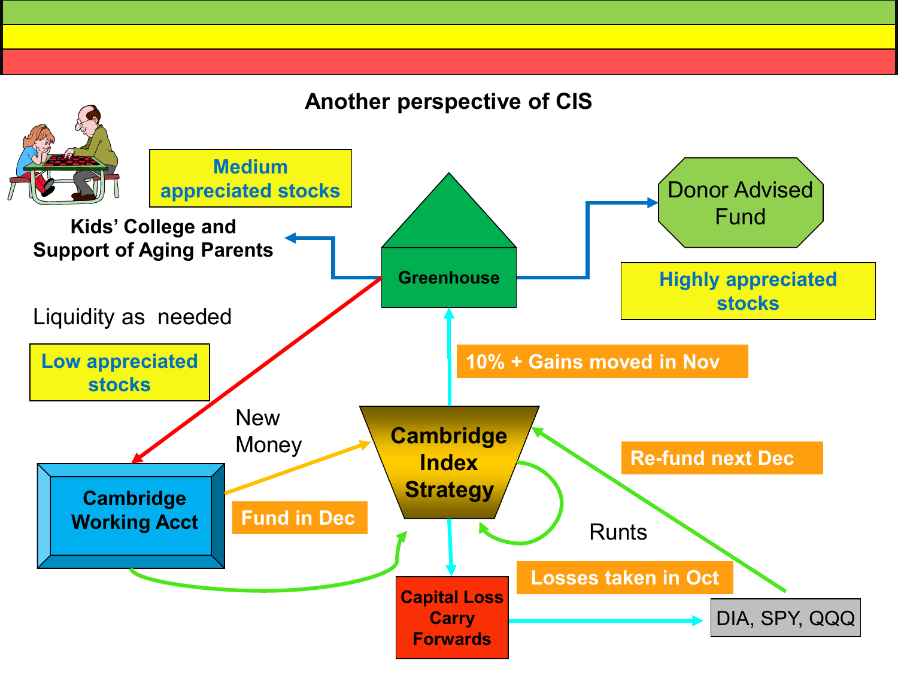# Another perspective of CIS

Medium appreciated stocks

Kids' College and Support of Aging Parents

Greenhouse

Donor Advised Fund

Highly appreciated stocks

Liquidity as needed

Low appreciated stocks

10% + Gains moved in Nov

New Money

Cambridge Index Strategy

Re-fund next Dec

Cambridge Working Acct

Fund in Dec

Runts

Losses taken in Oct

Capital Loss Carry Forwards

DIA, SPY, QQQ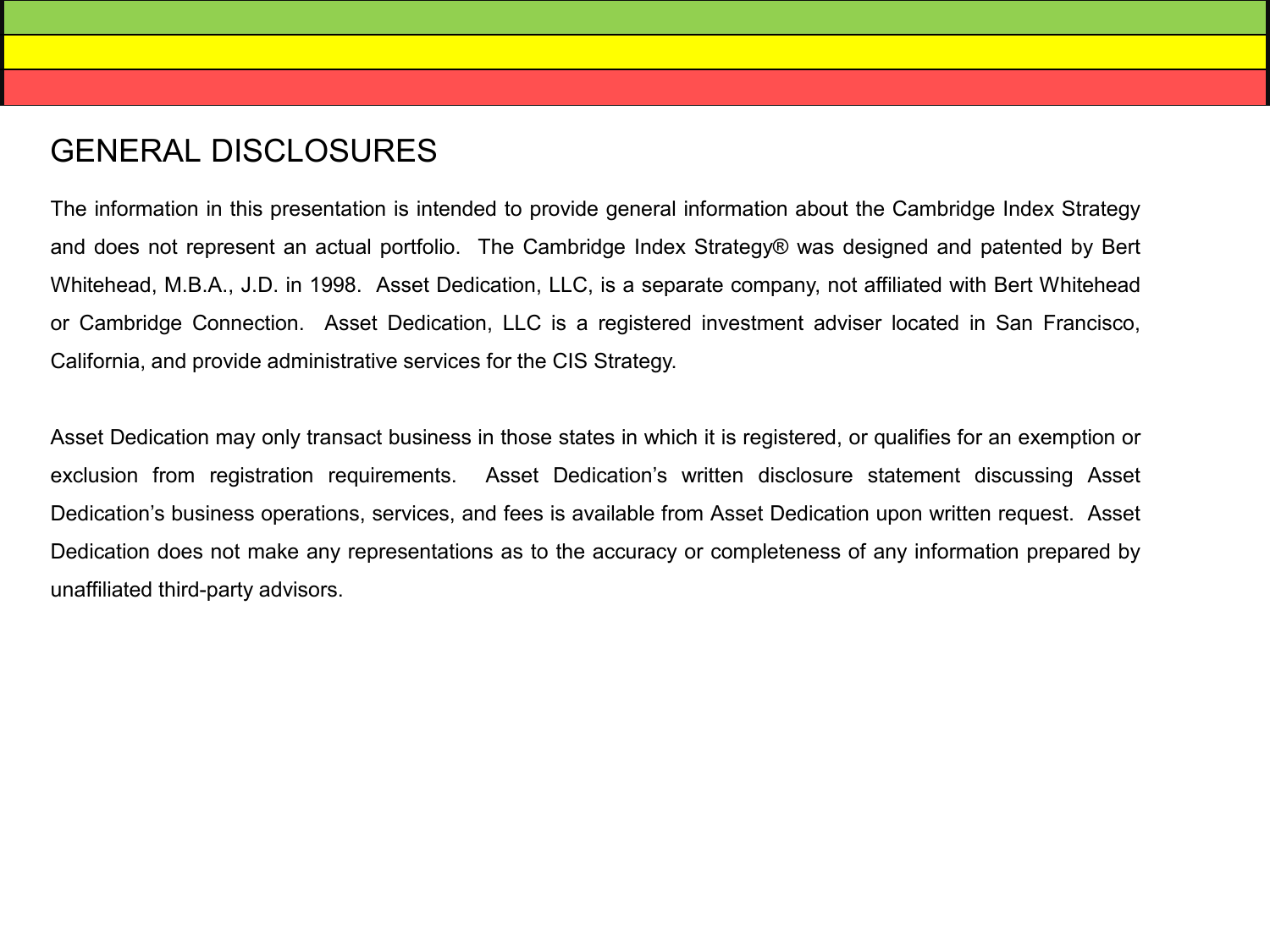# GENERAL DISCLOSURES

The information in this presentation is intended to provide general information about the Cambridge Index Strategy and does not represent an actual portfolio. The Cambridge Index Strategy® was designed and patented by Bert Whitehead, M.B.A., J.D. in 1998. Asset Dedication, LLC, is a separate company, not affiliated with Bert Whitehead or Cambridge Connection. Asset Dedication, LLC is a registered investment adviser located in San Francisco, California, and provide administrative services for the CIS Strategy.

Asset Dedication may only transact business in those states in which it is registered, or qualifies for an exemption or exclusion from registration requirements. Asset Dedication's written disclosure statement discussing Asset Dedication's business operations, services, and fees is available from Asset Dedication upon written request. Asset Dedication does not make any representations as to the accuracy or completeness of any information prepared by unaffiliated third-party advisors.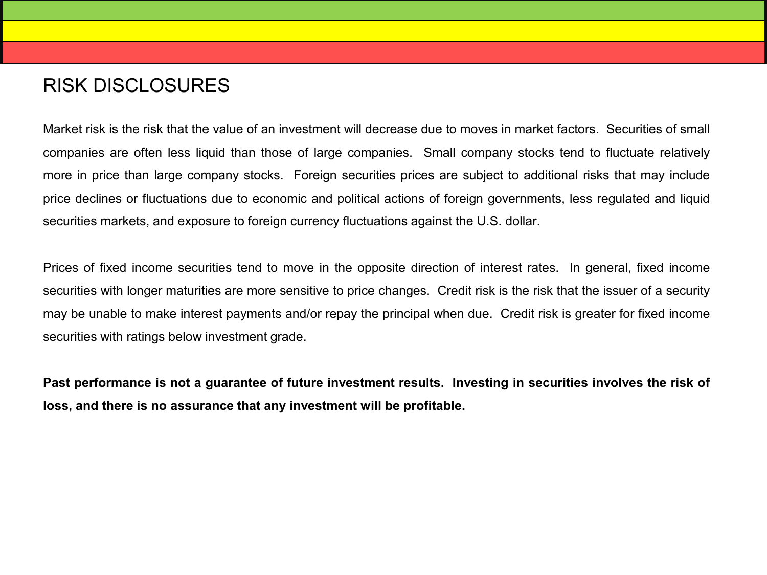# RISK DISCLOSURES

Market risk is the risk that the value of an investment will decrease due to moves in market factors. Securities of small companies are often less liquid than those of large companies. Small company stocks tend to fluctuate relatively more in price than large company stocks. Foreign securities prices are subject to additional risks that may include price declines or fluctuations due to economic and political actions of foreign governments, less regulated and liquid securities markets, and exposure to foreign currency fluctuations against the U.S. dollar.

Prices of fixed income securities tend to move in the opposite direction of interest rates. In general, fixed income securities with longer maturities are more sensitive to price changes. Credit risk is the risk that the issuer of a security may be unable to make interest payments and/or repay the principal when due. Credit risk is greater for fixed income securities with ratings below investment grade.

**Past performance is not a guarantee of future investment results. Investing in securities involves the risk of loss, and there is no assurance that any investment will be profitable.**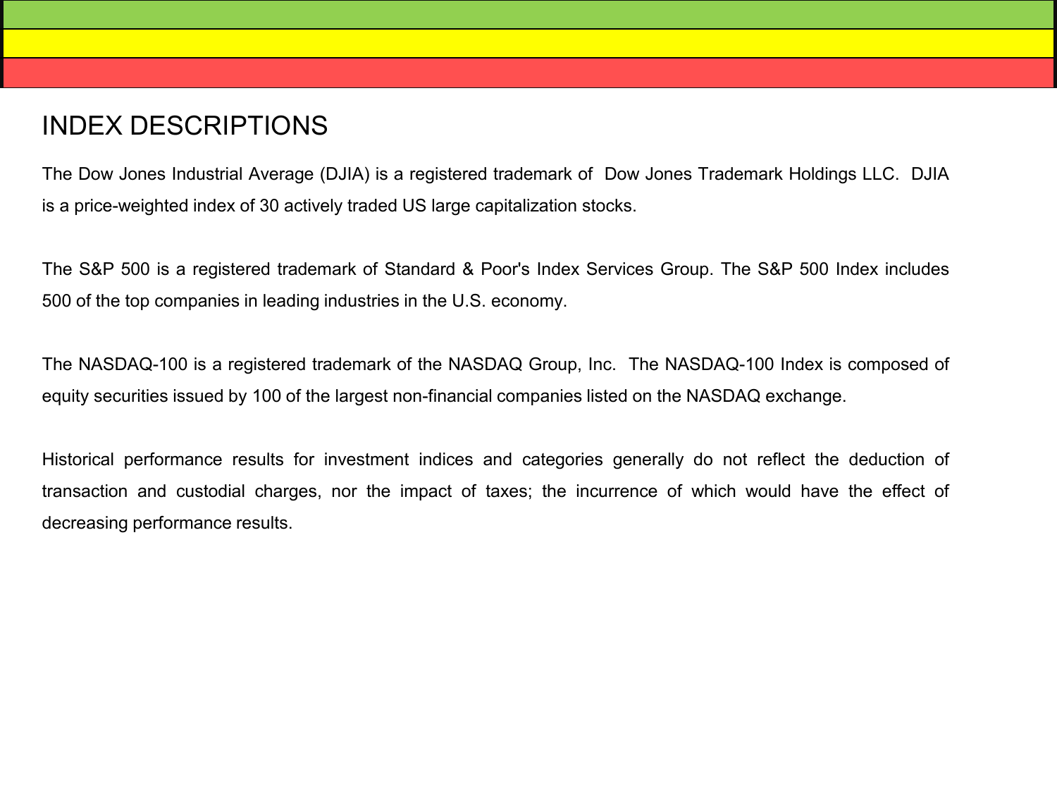# INDEX DESCRIPTIONS

The Dow Jones Industrial Average (DJIA) is a registered trademark of Dow Jones Trademark Holdings LLC. DJIA is a price-weighted index of 30 actively traded US large capitalization stocks.

The S&P 500 is a registered trademark of Standard & Poor's Index Services Group. The S&P 500 Index includes 500 of the top companies in leading industries in the U.S. economy.

The NASDAQ-100 is a registered trademark of the NASDAQ Group, Inc. The NASDAQ-100 Index is composed of equity securities issued by 100 of the largest non-financial companies listed on the NASDAQ exchange.

Historical performance results for investment indices and categories generally do not reflect the deduction of transaction and custodial charges, nor the impact of taxes; the incurrence of which would have the effect of decreasing performance results.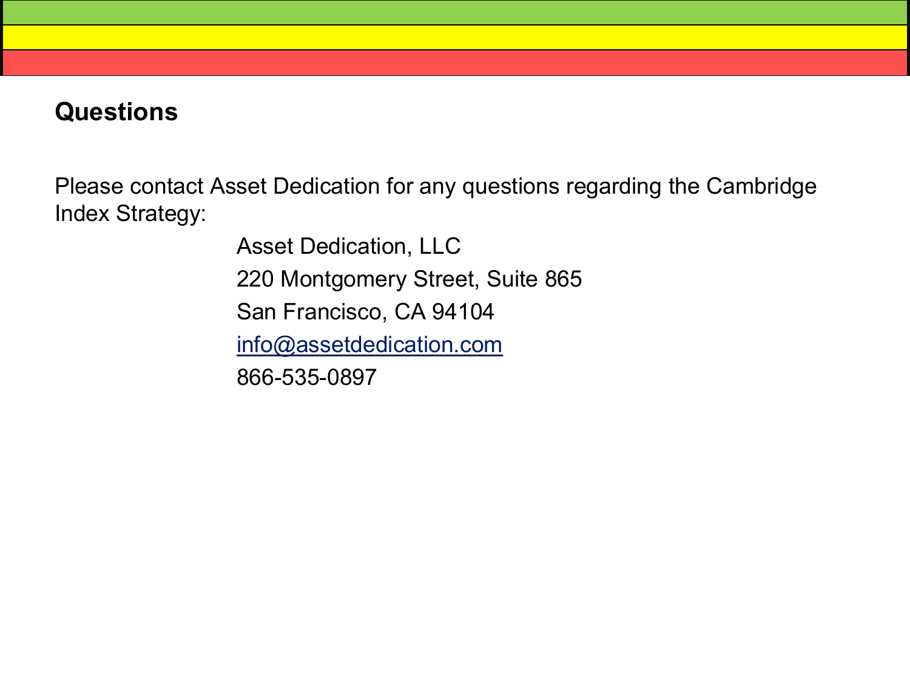## Questions

Please contact Asset Dedication for any questions regarding the Cambridge Index Strategy:

Asset Dedication, LLC
220 Montgomery Street, Suite 865
San Francisco, CA 94104
info@assetdedication.com
866-535-0897